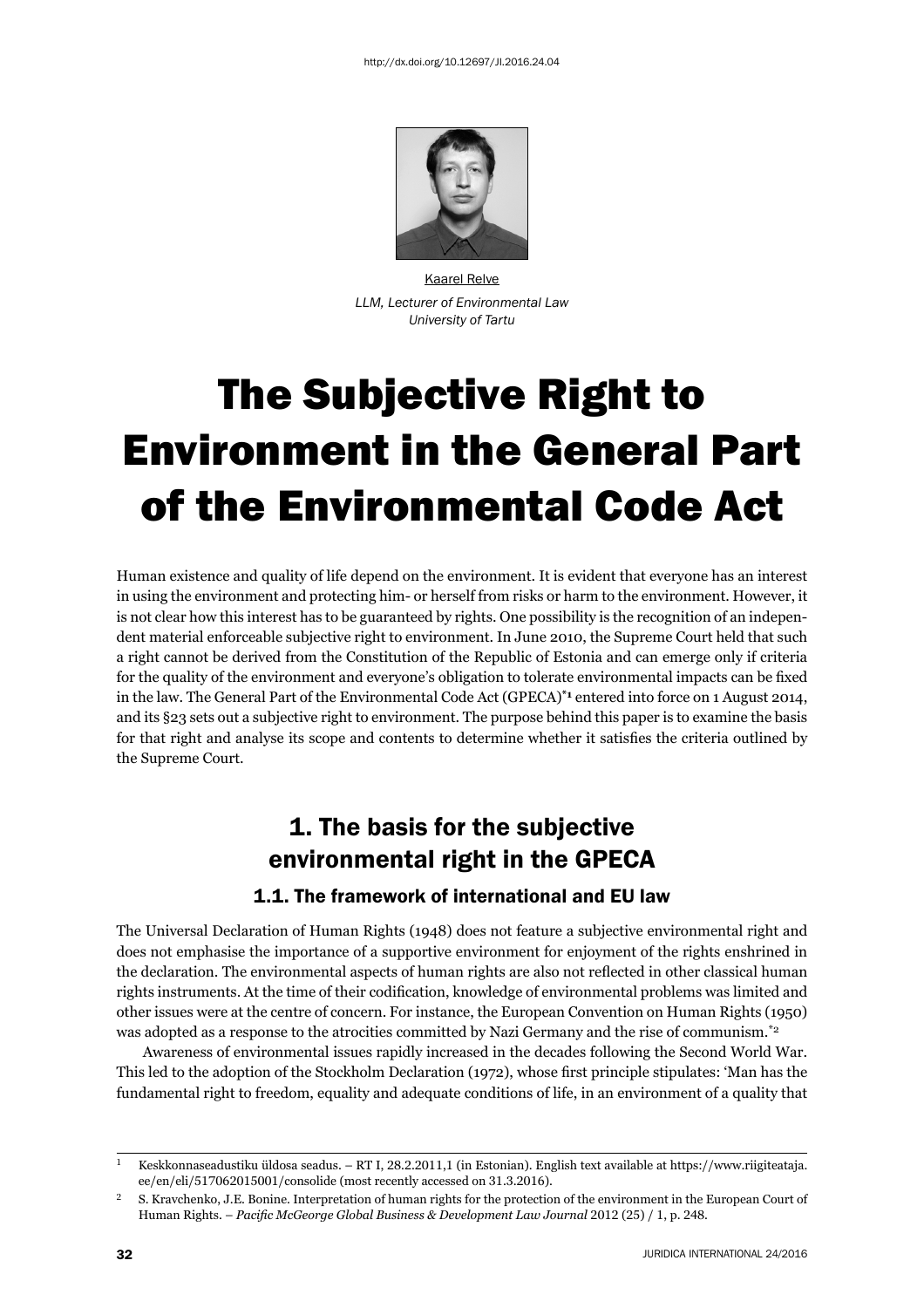http://dx.doi.org/10.12697/JI.2016.24.04

Kaarel Relve

*LLM, Lecturer of Environmental Law*
*University of Tartu*

# The Subjective Right to Environment in the General Part of the Environmental Code Act

Human existence and quality of life depend on the environment. It is evident that everyone has an interest in using the environment and protecting him- or herself from risks or harm to the environment. However, it is not clear how this interest has to be guaranteed by rights. One possibility is the recognition of an independent material enforceable subjective right to environment. In June 2010, the Supreme Court held that such a right cannot be derived from the Constitution of the Republic of Estonia and can emerge only if criteria for the quality of the environment and everyone's obligation to tolerate environmental impacts can be fixed in the law. The General Part of the Environmental Code Act (GPECA)*[1] entered into force on 1 August 2014, and its §23 sets out a subjective right to environment. The purpose behind this paper is to examine the basis for that right and analyse its scope and contents to determine whether it satisfies the criteria outlined by the Supreme Court.

## 1. The basis for the subjective environmental right in the GPECA

### 1.1. The framework of international and EU law

The Universal Declaration of Human Rights (1948) does not feature a subjective environmental right and does not emphasise the importance of a supportive environment for enjoyment of the rights enshrined in the declaration. The environmental aspects of human rights are also not reflected in other classical human rights instruments. At the time of their codification, knowledge of environmental problems was limited and other issues were at the centre of concern. For instance, the European Convention on Human Rights (1950) was adopted as a response to the atrocities committed by Nazi Germany and the rise of communism.*[2]

Awareness of environmental issues rapidly increased in the decades following the Second World War. This led to the adoption of the Stockholm Declaration (1972), whose first principle stipulates: 'Man has the fundamental right to freedom, equality and adequate conditions of life, in an environment of a quality that

---

[1] Keskkonnaseadustiku üldosa seadus. – RT I, 28.2.2011,1 (in Estonian). English text available at https://www.riigiteataja.ee/en/eli/517062015001/consolide (most recently accessed on 31.3.2016).

[2] S. Kravchenko, J.E. Bonine. Interpretation of human rights for the protection of the environment in the European Court of Human Rights. – *Pacific McGeorge Global Business & Development Law Journal* 2012 (25) / 1, p. 248.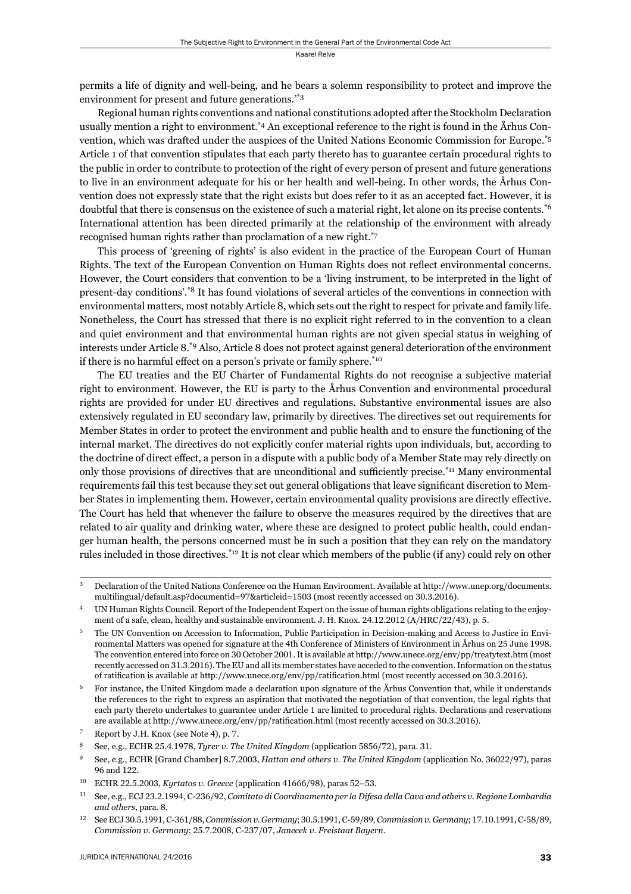permits a life of dignity and well-being, and he bears a solemn responsibility to protect and improve the environment for present and future generations.'[3]

Regional human rights conventions and national constitutions adopted after the Stockholm Declaration usually mention a right to environment.[4] An exceptional reference to the right is found in the Århus Convention, which was drafted under the auspices of the United Nations Economic Commission for Europe.[5] Article 1 of that convention stipulates that each party thereto has to guarantee certain procedural rights to the public in order to contribute to protection of the right of every person of present and future generations to live in an environment adequate for his or her health and well-being. In other words, the Århus Convention does not expressly state that the right exists but does refer to it as an accepted fact. However, it is doubtful that there is consensus on the existence of such a material right, let alone on its precise contents.[6] International attention has been directed primarily at the relationship of the environment with already recognised human rights rather than proclamation of a new right.[7]

This process of 'greening of rights' is also evident in the practice of the European Court of Human Rights. The text of the European Convention on Human Rights does not reflect environmental concerns. However, the Court considers that convention to be a 'living instrument, to be interpreted in the light of present-day conditions'.[8] It has found violations of several articles of the conventions in connection with environmental matters, most notably Article 8, which sets out the right to respect for private and family life. Nonetheless, the Court has stressed that there is no explicit right referred to in the convention to a clean and quiet environment and that environmental human rights are not given special status in weighing of interests under Article 8.[9] Also, Article 8 does not protect against general deterioration of the environment if there is no harmful effect on a person's private or family sphere.[10]

The EU treaties and the EU Charter of Fundamental Rights do not recognise a subjective material right to environment. However, the EU is party to the Århus Convention and environmental procedural rights are provided for under EU directives and regulations. Substantive environmental issues are also extensively regulated in EU secondary law, primarily by directives. The directives set out requirements for Member States in order to protect the environment and public health and to ensure the functioning of the internal market. The directives do not explicitly confer material rights upon individuals, but, according to the doctrine of direct effect, a person in a dispute with a public body of a Member State may rely directly on only those provisions of directives that are unconditional and sufficiently precise.[11] Many environmental requirements fail this test because they set out general obligations that leave significant discretion to Member States in implementing them. However, certain environmental quality provisions are directly effective. The Court has held that whenever the failure to observe the measures required by the directives that are related to air quality and drinking water, where these are designed to protect public health, could endanger human health, the persons concerned must be in such a position that they can rely on the mandatory rules included in those directives.[12] It is not clear which members of the public (if any) could rely on other

---

[3] Declaration of the United Nations Conference on the Human Environment. Available at http://www.unep.org/documents.multilingual/default.asp?documentid=97&articleid=1503 (most recently accessed on 30.3.2016).

[4] UN Human Rights Council. Report of the Independent Expert on the issue of human rights obligations relating to the enjoyment of a safe, clean, healthy and sustainable environment. J. H. Knox. 24.12.2012 (A/HRC/22/43), p. 5.

[5] The UN Convention on Accession to Information, Public Participation in Decision-making and Access to Justice in Environmental Matters was opened for signature at the 4th Conference of Ministers of Environment in Århus on 25 June 1998. The convention entered into force on 30 October 2001. It is available at http://www.unece.org/env/pp/treatytext.htm (most recently accessed on 31.3.2016). The EU and all its member states have acceded to the convention. Information on the status of ratification is available at http://www.unece.org/env/pp/ratification.html (most recently accessed on 30.3.2016).

[6] For instance, the United Kingdom made a declaration upon signature of the Århus Convention that, while it understands the references to the right to express an aspiration that motivated the negotiation of that convention, the legal rights that each party thereto undertakes to guarantee under Article 1 are limited to procedural rights. Declarations and reservations are available at http://www.unece.org/env/pp/ratification.html (most recently accessed on 30.3.2016).

[7] Report by J.H. Knox (see Note 4), p. 7.

[8] See, e.g., ECHR 25.4.1978, *Tyrer v. The United Kingdom* (application 5856/72), para. 31.

[9] See, e.g., ECHR [Grand Chamber] 8.7.2003, *Hatton and others v. The United Kingdom* (application No. 36022/97), paras 96 and 122.

[10] ECHR 22.5.2003, *Kyrtatos v. Greece* (application 41666/98), paras 52–53.

[11] See, e.g., ECJ 23.2.1994, C-236/92, *Comitato di Coordinamento per la Difesa della Cava and others v. Regione Lombardia and others*, para. 8.

[12] See ECJ 30.5.1991, C-361/88, *Commission v. Germany*; 30.5.1991, C-59/89, *Commission v. Germany*; 17.10.1991, C-58/89, *Commission v. Germany*; 25.7.2008, C-237/07, *Janecek v. Freistaat Bayern*.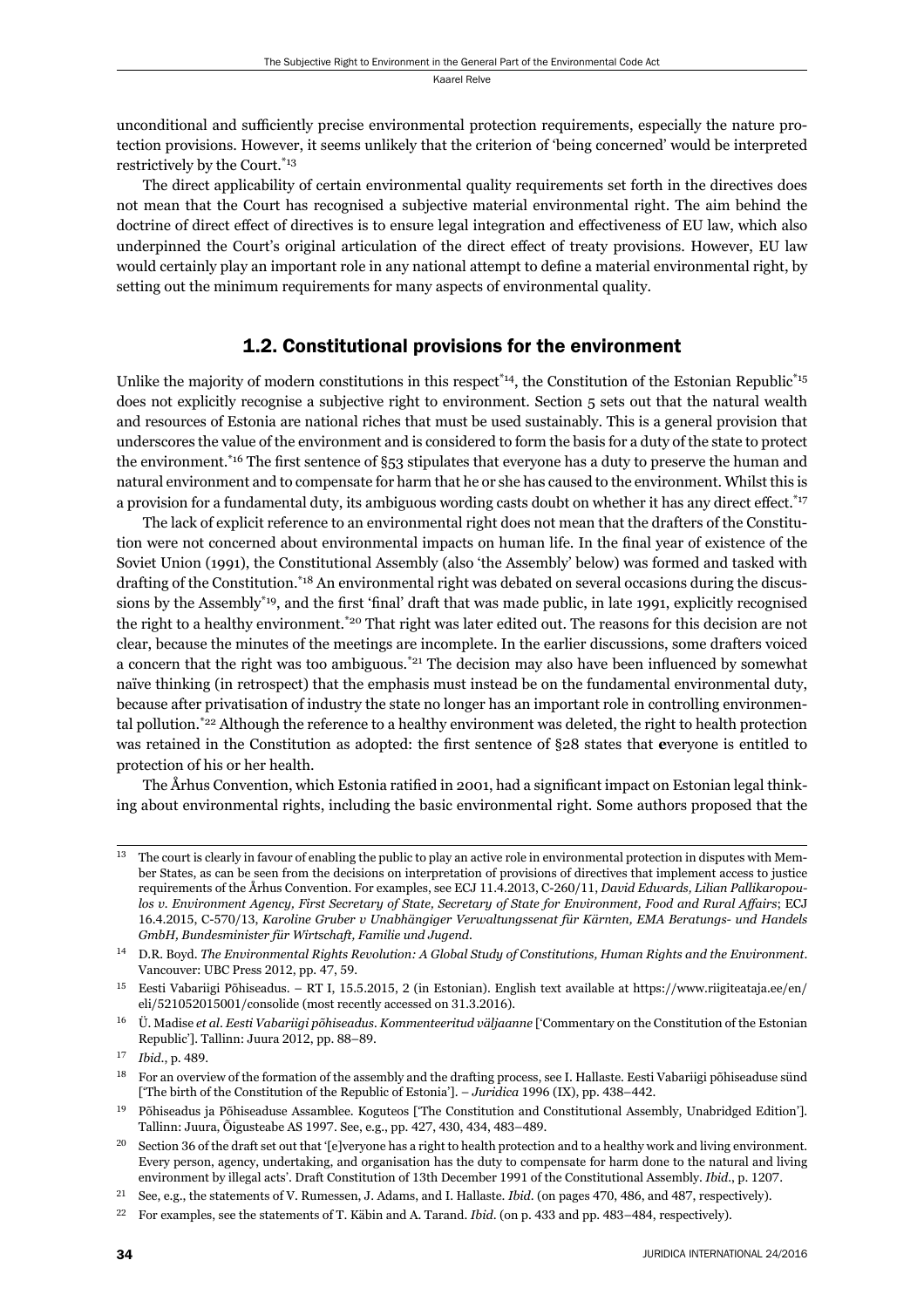unconditional and sufficiently precise environmental protection requirements, especially the nature protection provisions. However, it seems unlikely that the criterion of 'being concerned' would be interpreted restrictively by the Court.[13]

The direct applicability of certain environmental quality requirements set forth in the directives does not mean that the Court has recognised a subjective material environmental right. The aim behind the doctrine of direct effect of directives is to ensure legal integration and effectiveness of EU law, which also underpinned the Court's original articulation of the direct effect of treaty provisions. However, EU law would certainly play an important role in any national attempt to define a material environmental right, by setting out the minimum requirements for many aspects of environmental quality.

## 1.2. Constitutional provisions for the environment

Unlike the majority of modern constitutions in this respect[14], the Constitution of the Estonian Republic[15] does not explicitly recognise a subjective right to environment. Section 5 sets out that the natural wealth and resources of Estonia are national riches that must be used sustainably. This is a general provision that underscores the value of the environment and is considered to form the basis for a duty of the state to protect the environment.[16] The first sentence of §53 stipulates that everyone has a duty to preserve the human and natural environment and to compensate for harm that he or she has caused to the environment. Whilst this is a provision for a fundamental duty, its ambiguous wording casts doubt on whether it has any direct effect.[17]

The lack of explicit reference to an environmental right does not mean that the drafters of the Constitution were not concerned about environmental impacts on human life. In the final year of existence of the Soviet Union (1991), the Constitutional Assembly (also 'the Assembly' below) was formed and tasked with drafting of the Constitution.[18] An environmental right was debated on several occasions during the discussions by the Assembly[19], and the first 'final' draft that was made public, in late 1991, explicitly recognised the right to a healthy environment.[20] That right was later edited out. The reasons for this decision are not clear, because the minutes of the meetings are incomplete. In the earlier discussions, some drafters voiced a concern that the right was too ambiguous.[21] The decision may also have been influenced by somewhat naïve thinking (in retrospect) that the emphasis must instead be on the fundamental environmental duty, because after privatisation of industry the state no longer has an important role in controlling environmental pollution.[22] Although the reference to a healthy environment was deleted, the right to health protection was retained in the Constitution as adopted: the first sentence of §28 states that **e**veryone is entitled to protection of his or her health.

The Århus Convention, which Estonia ratified in 2001, had a significant impact on Estonian legal thinking about environmental rights, including the basic environmental right. Some authors proposed that the

---

13 The court is clearly in favour of enabling the public to play an active role in environmental protection in disputes with Member States, as can be seen from the decisions on interpretation of provisions of directives that implement access to justice requirements of the Århus Convention. For examples, see ECJ 11.4.2013, C-260/11, *David Edwards, Lilian Pallikaropoulos v. Environment Agency, First Secretary of State, Secretary of State for Environment, Food and Rural Affairs*; ECJ 16.4.2015, C-570/13, *Karoline Gruber v Unabhängiger Verwaltungssenat für Kärnten, EMA Beratungs- und Handels GmbH, Bundesminister für Wirtschaft, Familie und Jugend*.

14 D.R. Boyd. *The Environmental Rights Revolution: A Global Study of Constitutions, Human Rights and the Environment*. Vancouver: UBC Press 2012, pp. 47, 59.

15 Eesti Vabariigi Põhiseadus. – RT I, 15.5.2015, 2 (in Estonian). English text available at https://www.riigiteataja.ee/en/eli/521052015001/consolide (most recently accessed on 31.3.2016).

16 Ü. Madise *et al*. *Eesti Vabariigi põhiseadus. Kommenteeritud väljaanne* ['Commentary on the Constitution of the Estonian Republic']. Tallinn: Juura 2012, pp. 88–89.

17 *Ibid*., p. 489.

18 For an overview of the formation of the assembly and the drafting process, see I. Hallaste. Eesti Vabariigi põhiseaduse sünd ['The birth of the Constitution of the Republic of Estonia']. – *Juridica* 1996 (IX), pp. 438–442.

19 Põhiseadus ja Põhiseaduse Assamblee. Koguteos ['The Constitution and Constitutional Assembly, Unabridged Edition']. Tallinn: Juura, Õigusteabe AS 1997. See, e.g., pp. 427, 430, 434, 483–489.

20 Section 36 of the draft set out that '[e]veryone has a right to health protection and to a healthy work and living environment. Every person, agency, undertaking, and organisation has the duty to compensate for harm done to the natural and living environment by illegal acts'. Draft Constitution of 13th December 1991 of the Constitutional Assembly. *Ibid*., p. 1207.

21 See, e.g., the statements of V. Rumessen, J. Adams, and I. Hallaste. *Ibid*. (on pages 470, 486, and 487, respectively).

22 For examples, see the statements of T. Käbin and A. Tarand. *Ibid*. (on p. 433 and pp. 483–484, respectively).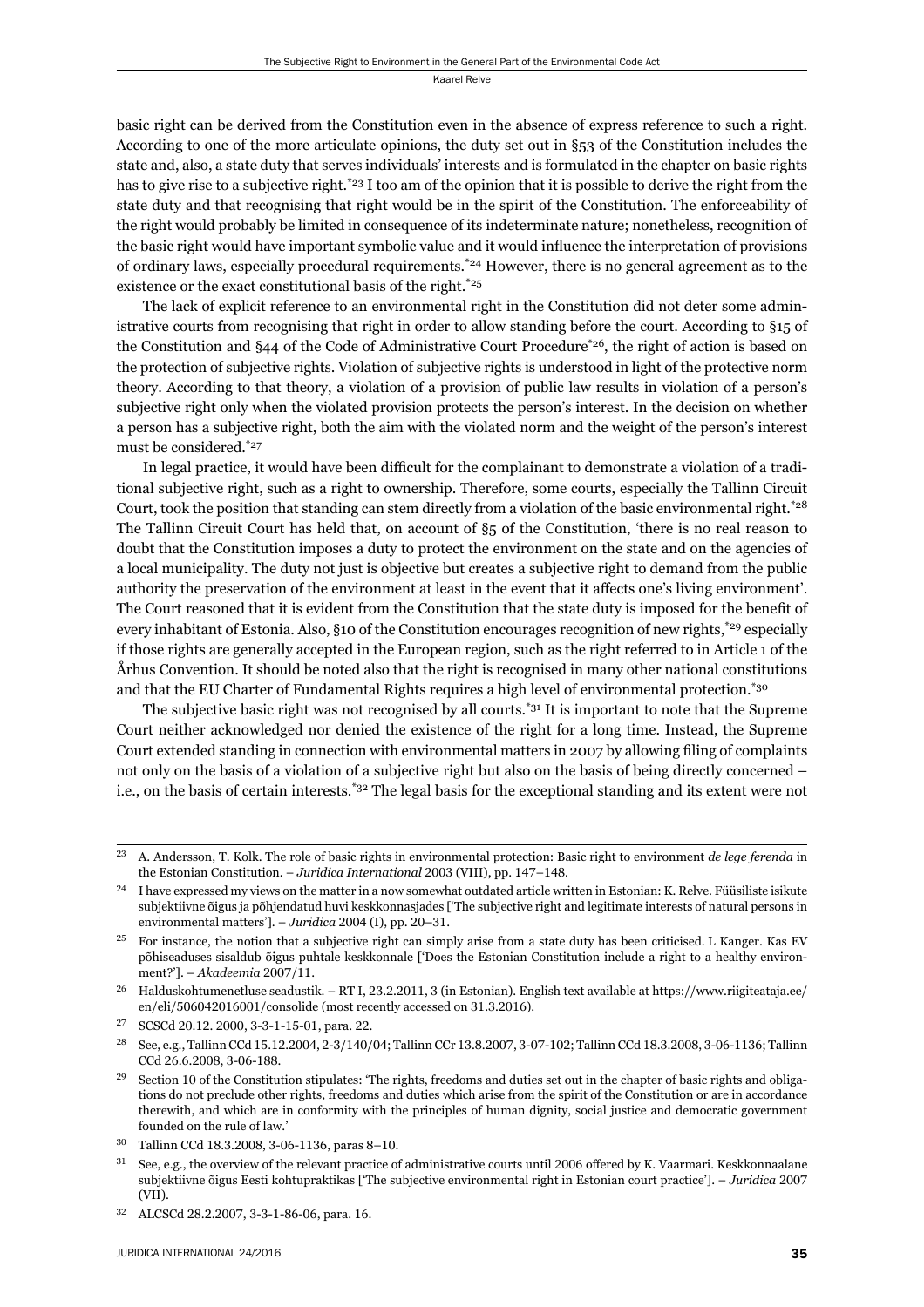basic right can be derived from the Constitution even in the absence of express reference to such a right. According to one of the more articulate opinions, the duty set out in §53 of the Constitution includes the state and, also, a state duty that serves individuals' interests and is formulated in the chapter on basic rights has to give rise to a subjective right.[23] I too am of the opinion that it is possible to derive the right from the state duty and that recognising that right would be in the spirit of the Constitution. The enforceability of the right would probably be limited in consequence of its indeterminate nature; nonetheless, recognition of the basic right would have important symbolic value and it would influence the interpretation of provisions of ordinary laws, especially procedural requirements.[24] However, there is no general agreement as to the existence or the exact constitutional basis of the right.[25]

The lack of explicit reference to an environmental right in the Constitution did not deter some administrative courts from recognising that right in order to allow standing before the court. According to §15 of the Constitution and §44 of the Code of Administrative Court Procedure[26], the right of action is based on the protection of subjective rights. Violation of subjective rights is understood in light of the protective norm theory. According to that theory, a violation of a provision of public law results in violation of a person's subjective right only when the violated provision protects the person's interest. In the decision on whether a person has a subjective right, both the aim with the violated norm and the weight of the person's interest must be considered.[27]

In legal practice, it would have been difficult for the complainant to demonstrate a violation of a traditional subjective right, such as a right to ownership. Therefore, some courts, especially the Tallinn Circuit Court, took the position that standing can stem directly from a violation of the basic environmental right.[28] The Tallinn Circuit Court has held that, on account of §5 of the Constitution, 'there is no real reason to doubt that the Constitution imposes a duty to protect the environment on the state and on the agencies of a local municipality. The duty not just is objective but creates a subjective right to demand from the public authority the preservation of the environment at least in the event that it affects one's living environment'. The Court reasoned that it is evident from the Constitution that the state duty is imposed for the benefit of every inhabitant of Estonia. Also, §10 of the Constitution encourages recognition of new rights,[29] especially if those rights are generally accepted in the European region, such as the right referred to in Article 1 of the Århus Convention. It should be noted also that the right is recognised in many other national constitutions and that the EU Charter of Fundamental Rights requires a high level of environmental protection.[30]

The subjective basic right was not recognised by all courts.[31] It is important to note that the Supreme Court neither acknowledged nor denied the existence of the right for a long time. Instead, the Supreme Court extended standing in connection with environmental matters in 2007 by allowing filing of complaints not only on the basis of a violation of a subjective right but also on the basis of being directly concerned – i.e., on the basis of certain interests.[32] The legal basis for the exceptional standing and its extent were not

---

[23] A. Andersson, T. Kolk. The role of basic rights in environmental protection: Basic right to environment *de lege ferenda* in the Estonian Constitution. – *Juridica International* 2003 (VIII), pp. 147–148.

[24] I have expressed my views on the matter in a now somewhat outdated article written in Estonian: K. Relve. Füüsiliste isikute subjektiivne õigus ja põhjendatud huvi keskkonnasjades ['The subjective right and legitimate interests of natural persons in environmental matters']. – *Juridica* 2004 (I), pp. 20–31.

[25] For instance, the notion that a subjective right can simply arise from a state duty has been criticised. L Kanger. Kas EV põhiseaduses sisaldub õigus puhtale keskkonnale ['Does the Estonian Constitution include a right to a healthy environment?']. – *Akadeemia* 2007/11.

[26] Halduskohtumenetluse seadustik. – RT I, 23.2.2011, 3 (in Estonian). English text available at https://www.riigiteataja.ee/en/eli/506042016001/consolide (most recently accessed on 31.3.2016).

[27] SCSCd 20.12. 2000, 3-3-1-15-01, para. 22.

[28] See, e.g., Tallinn CCd 15.12.2004, 2-3/140/04; Tallinn CCr 13.8.2007, 3-07-102; Tallinn CCd 18.3.2008, 3-06-1136; Tallinn CCd 26.6.2008, 3-06-188.

[29] Section 10 of the Constitution stipulates: 'The rights, freedoms and duties set out in the chapter of basic rights and obligations do not preclude other rights, freedoms and duties which arise from the spirit of the Constitution or are in accordance therewith, and which are in conformity with the principles of human dignity, social justice and democratic government founded on the rule of law.'

[30] Tallinn CCd 18.3.2008, 3-06-1136, paras 8–10.

[31] See, e.g., the overview of the relevant practice of administrative courts until 2006 offered by K. Vaarmari. Keskkonnaalane subjektiivne õigus Eesti kohtupraktikas ['The subjective environmental right in Estonian court practice']. – *Juridica* 2007 (VII).

[32] ALCSCd 28.2.2007, 3-3-1-86-06, para. 16.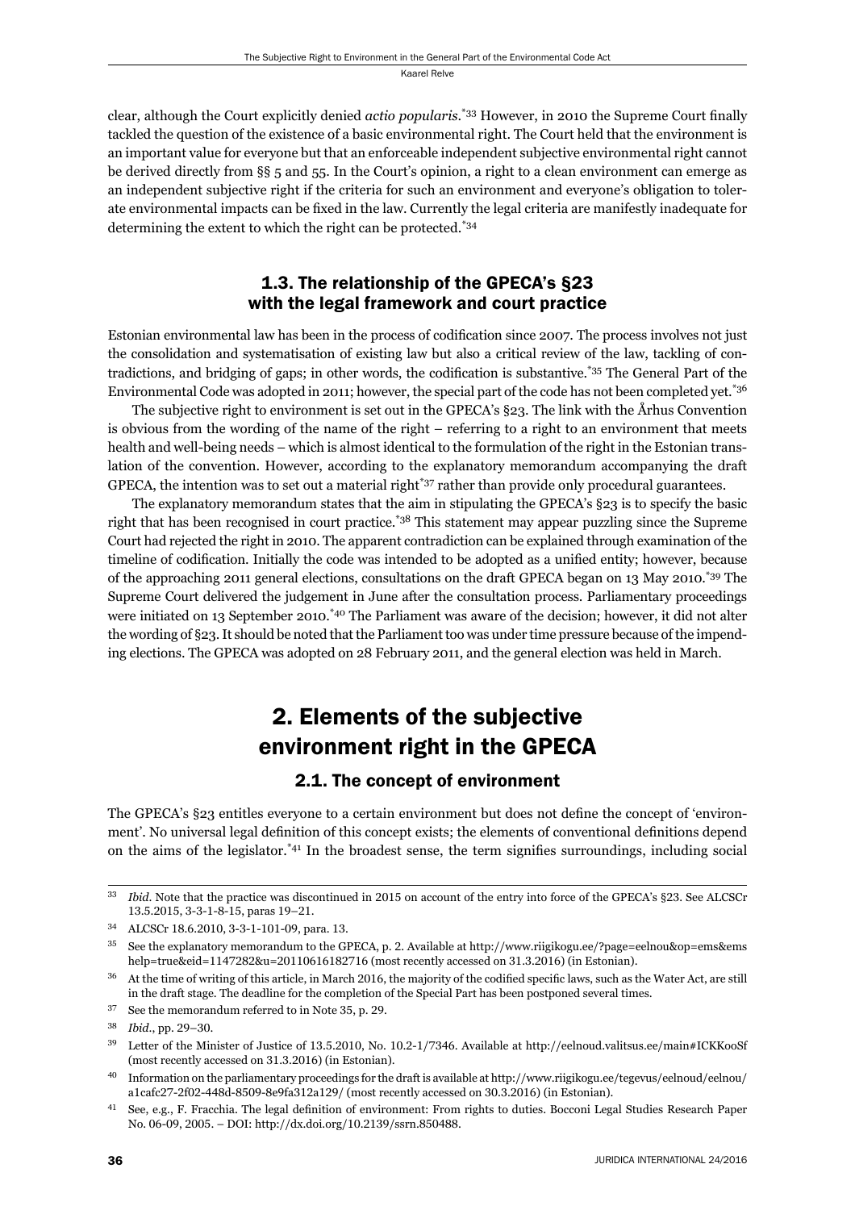clear, although the Court explicitly denied *actio popularis*.[33] However, in 2010 the Supreme Court finally tackled the question of the existence of a basic environmental right. The Court held that the environment is an important value for everyone but that an enforceable independent subjective environmental right cannot be derived directly from §§ 5 and 55. In the Court's opinion, a right to a clean environment can emerge as an independent subjective right if the criteria for such an environment and everyone's obligation to tolerate environmental impacts can be fixed in the law. Currently the legal criteria are manifestly inadequate for determining the extent to which the right can be protected.[34]

### 1.3. The relationship of the GPECA's §23 with the legal framework and court practice

Estonian environmental law has been in the process of codification since 2007. The process involves not just the consolidation and systematisation of existing law but also a critical review of the law, tackling of contradictions, and bridging of gaps; in other words, the codification is substantive.[35] The General Part of the Environmental Code was adopted in 2011; however, the special part of the code has not been completed yet.[36]

The subjective right to environment is set out in the GPECA's §23. The link with the Århus Convention is obvious from the wording of the name of the right – referring to a right to an environment that meets health and well-being needs – which is almost identical to the formulation of the right in the Estonian translation of the convention. However, according to the explanatory memorandum accompanying the draft GPECA, the intention was to set out a material right[37] rather than provide only procedural guarantees.

The explanatory memorandum states that the aim in stipulating the GPECA's §23 is to specify the basic right that has been recognised in court practice.[38] This statement may appear puzzling since the Supreme Court had rejected the right in 2010. The apparent contradiction can be explained through examination of the timeline of codification. Initially the code was intended to be adopted as a unified entity; however, because of the approaching 2011 general elections, consultations on the draft GPECA began on 13 May 2010.[39] The Supreme Court delivered the judgement in June after the consultation process. Parliamentary proceedings were initiated on 13 September 2010.[40] The Parliament was aware of the decision; however, it did not alter the wording of §23. It should be noted that the Parliament too was under time pressure because of the impending elections. The GPECA was adopted on 28 February 2011, and the general election was held in March.

## 2. Elements of the subjective environment right in the GPECA

### 2.1. The concept of environment

The GPECA's §23 entitles everyone to a certain environment but does not define the concept of 'environment'. No universal legal definition of this concept exists; the elements of conventional definitions depend on the aims of the legislator.[41] In the broadest sense, the term signifies surroundings, including social

---

[33] *Ibid*. Note that the practice was discontinued in 2015 on account of the entry into force of the GPECA's §23. See ALCSCr 13.5.2015, 3-3-1-8-15, paras 19–21.

[34] ALCSCr 18.6.2010, 3-3-1-101-09, para. 13.

[35] See the explanatory memorandum to the GPECA, p. 2. Available at http://www.riigikogu.ee/?page=eelnou&op=ems&emshelp=true&eid=1147282&u=20110616182716 (most recently accessed on 31.3.2016) (in Estonian).

[36] At the time of writing of this article, in March 2016, the majority of the codified specific laws, such as the Water Act, are still in the draft stage. The deadline for the completion of the Special Part has been postponed several times.

[37] See the memorandum referred to in Note 35, p. 29.

[38] *Ibid*., pp. 29–30.

[39] Letter of the Minister of Justice of 13.5.2010, No. 10.2-1/7346. Available at http://eelnoud.valitsus.ee/main#ICKKooSf (most recently accessed on 31.3.2016) (in Estonian).

[40] Information on the parliamentary proceedings for the draft is available at http://www.riigikogu.ee/tegevus/eelnoud/eelnou/a1cafc27-2f02-448d-8509-8e9fa312a129/ (most recently accessed on 30.3.2016) (in Estonian).

[41] See, e.g., F. Fracchia. The legal definition of environment: From rights to duties. Bocconi Legal Studies Research Paper No. 06-09, 2005. – DOI: http://dx.doi.org/10.2139/ssrn.850488.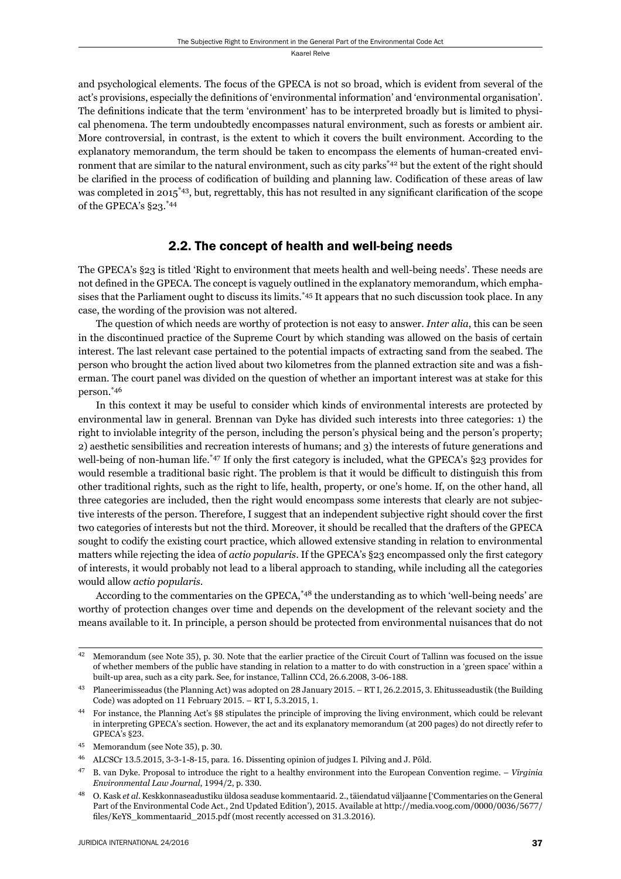and psychological elements. The focus of the GPECA is not so broad, which is evident from several of the act's provisions, especially the definitions of 'environmental information' and 'environmental organisation'. The definitions indicate that the term 'environment' has to be interpreted broadly but is limited to physical phenomena. The term undoubtedly encompasses natural environment, such as forests or ambient air. More controversial, in contrast, is the extent to which it covers the built environment. According to the explanatory memorandum, the term should be taken to encompass the elements of human-created environment that are similar to the natural environment, such as city parks[*42] but the extent of the right should be clarified in the process of codification of building and planning law. Codification of these areas of law was completed in 2015[*43], but, regrettably, this has not resulted in any significant clarification of the scope of the GPECA's §23.[*44]

## 2.2. The concept of health and well-being needs

The GPECA's §23 is titled 'Right to environment that meets health and well-being needs'. These needs are not defined in the GPECA. The concept is vaguely outlined in the explanatory memorandum, which emphasises that the Parliament ought to discuss its limits.[*45] It appears that no such discussion took place. In any case, the wording of the provision was not altered.

The question of which needs are worthy of protection is not easy to answer. *Inter alia*, this can be seen in the discontinued practice of the Supreme Court by which standing was allowed on the basis of certain interest. The last relevant case pertained to the potential impacts of extracting sand from the seabed. The person who brought the action lived about two kilometres from the planned extraction site and was a fisherman. The court panel was divided on the question of whether an important interest was at stake for this person.[*46]

In this context it may be useful to consider which kinds of environmental interests are protected by environmental law in general. Brennan van Dyke has divided such interests into three categories: 1) the right to inviolable integrity of the person, including the person's physical being and the person's property; 2) aesthetic sensibilities and recreation interests of humans; and 3) the interests of future generations and well-being of non-human life.[*47] If only the first category is included, what the GPECA's §23 provides for would resemble a traditional basic right. The problem is that it would be difficult to distinguish this from other traditional rights, such as the right to life, health, property, or one's home. If, on the other hand, all three categories are included, then the right would encompass some interests that clearly are not subjective interests of the person. Therefore, I suggest that an independent subjective right should cover the first two categories of interests but not the third. Moreover, it should be recalled that the drafters of the GPECA sought to codify the existing court practice, which allowed extensive standing in relation to environmental matters while rejecting the idea of *actio popularis*. If the GPECA's §23 encompassed only the first category of interests, it would probably not lead to a liberal approach to standing, while including all the categories would allow *actio popularis*.

According to the commentaries on the GPECA,[*48] the understanding as to which 'well-being needs' are worthy of protection changes over time and depends on the development of the relevant society and the means available to it. In principle, a person should be protected from environmental nuisances that do not

---

42 Memorandum (see Note 35), p. 30. Note that the earlier practice of the Circuit Court of Tallinn was focused on the issue of whether members of the public have standing in relation to a matter to do with construction in a 'green space' within a built-up area, such as a city park. See, for instance, Tallinn CCd, 26.6.2008, 3-06-188.

43 Planeerimisseadus (the Planning Act) was adopted on 28 January 2015. – RT I, 26.2.2015, 3. Ehitusseadustik (the Building Code) was adopted on 11 February 2015. – RT I, 5.3.2015, 1.

44 For instance, the Planning Act's §8 stipulates the principle of improving the living environment, which could be relevant in interpreting GPECA's section. However, the act and its explanatory memorandum (at 200 pages) do not directly refer to GPECA's §23.

45 Memorandum (see Note 35), p. 30.

46 ALCSCr 13.5.2015, 3-3-1-8-15, para. 16. Dissenting opinion of judges I. Pilving and J. Põld.

47 B. van Dyke. Proposal to introduce the right to a healthy environment into the European Convention regime. – *Virginia Environmental Law Journal*, 1994/2, p. 330.

48 O. Kask *et al*. Keskkonnaseadustiku üldosa seaduse kommentaarid. 2., täiendatud väljaanne ['Commentaries on the General Part of the Environmental Code Act., 2nd Updated Edition'), 2015. Available at http://media.voog.com/0000/0036/5677/files/KeYS_kommentaarid_2015.pdf (most recently accessed on 31.3.2016).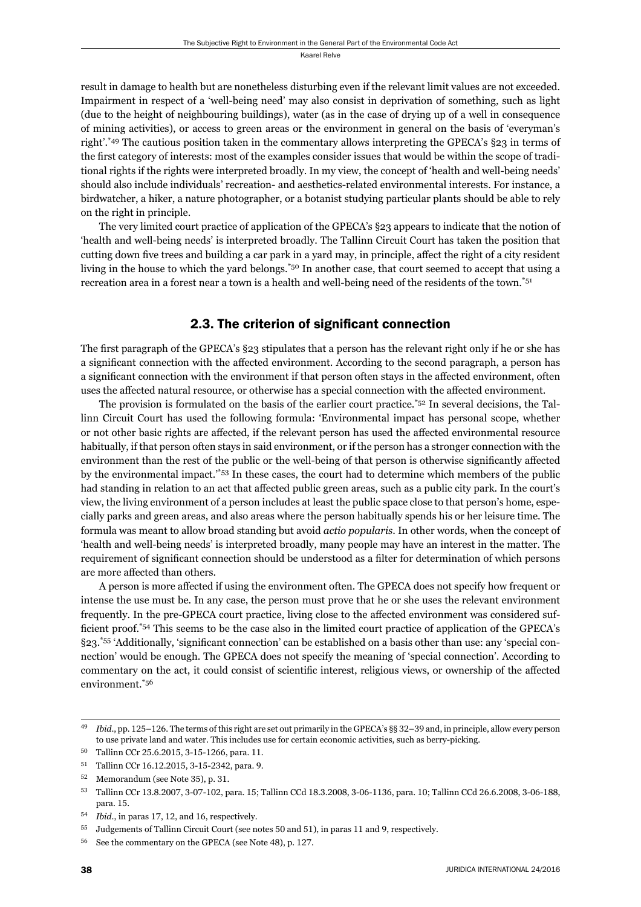result in damage to health but are nonetheless disturbing even if the relevant limit values are not exceeded. Impairment in respect of a 'well-being need' may also consist in deprivation of something, such as light (due to the height of neighbouring buildings), water (as in the case of drying up of a well in consequence of mining activities), or access to green areas or the environment in general on the basis of 'everyman's right'.[49] The cautious position taken in the commentary allows interpreting the GPECA's §23 in terms of the first category of interests: most of the examples consider issues that would be within the scope of traditional rights if the rights were interpreted broadly. In my view, the concept of 'health and well-being needs' should also include individuals' recreation- and aesthetics-related environmental interests. For instance, a birdwatcher, a hiker, a nature photographer, or a botanist studying particular plants should be able to rely on the right in principle.

The very limited court practice of application of the GPECA's §23 appears to indicate that the notion of 'health and well-being needs' is interpreted broadly. The Tallinn Circuit Court has taken the position that cutting down five trees and building a car park in a yard may, in principle, affect the right of a city resident living in the house to which the yard belongs.[50] In another case, that court seemed to accept that using a recreation area in a forest near a town is a health and well-being need of the residents of the town.[51]

## 2.3. The criterion of significant connection

The first paragraph of the GPECA's §23 stipulates that a person has the relevant right only if he or she has a significant connection with the affected environment. According to the second paragraph, a person has a significant connection with the environment if that person often stays in the affected environment, often uses the affected natural resource, or otherwise has a special connection with the affected environment.

The provision is formulated on the basis of the earlier court practice.[52] In several decisions, the Tallinn Circuit Court has used the following formula: 'Environmental impact has personal scope, whether or not other basic rights are affected, if the relevant person has used the affected environmental resource habitually, if that person often stays in said environment, or if the person has a stronger connection with the environment than the rest of the public or the well-being of that person is otherwise significantly affected by the environmental impact.'[53] In these cases, the court had to determine which members of the public had standing in relation to an act that affected public green areas, such as a public city park. In the court's view, the living environment of a person includes at least the public space close to that person's home, especially parks and green areas, and also areas where the person habitually spends his or her leisure time. The formula was meant to allow broad standing but avoid *actio popularis*. In other words, when the concept of 'health and well-being needs' is interpreted broadly, many people may have an interest in the matter. The requirement of significant connection should be understood as a filter for determination of which persons are more affected than others.

A person is more affected if using the environment often. The GPECA does not specify how frequent or intense the use must be. In any case, the person must prove that he or she uses the relevant environment frequently. In the pre-GPECA court practice, living close to the affected environment was considered sufficient proof.[54] This seems to be the case also in the limited court practice of application of the GPECA's §23.[55] 'Additionally, 'significant connection' can be established on a basis other than use: any 'special connection' would be enough. The GPECA does not specify the meaning of 'special connection'. According to commentary on the act, it could consist of scientific interest, religious views, or ownership of the affected environment.[56]

---

[49] *Ibid.*, pp. 125–126. The terms of this right are set out primarily in the GPECA's §§ 32–39 and, in principle, allow every person to use private land and water. This includes use for certain economic activities, such as berry-picking.

[50] Tallinn CCr 25.6.2015, 3-15-1266, para. 11.

[51] Tallinn CCr 16.12.2015, 3-15-2342, para. 9.

[52] Memorandum (see Note 35), p. 31.

[53] Tallinn CCr 13.8.2007, 3-07-102, para. 15; Tallinn CCd 18.3.2008, 3-06-1136, para. 10; Tallinn CCd 26.6.2008, 3-06-188, para. 15.

[54] *Ibid.*, in paras 17, 12, and 16, respectively.

[55] Judgements of Tallinn Circuit Court (see notes 50 and 51), in paras 11 and 9, respectively.

[56] See the commentary on the GPECA (see Note 48), p. 127.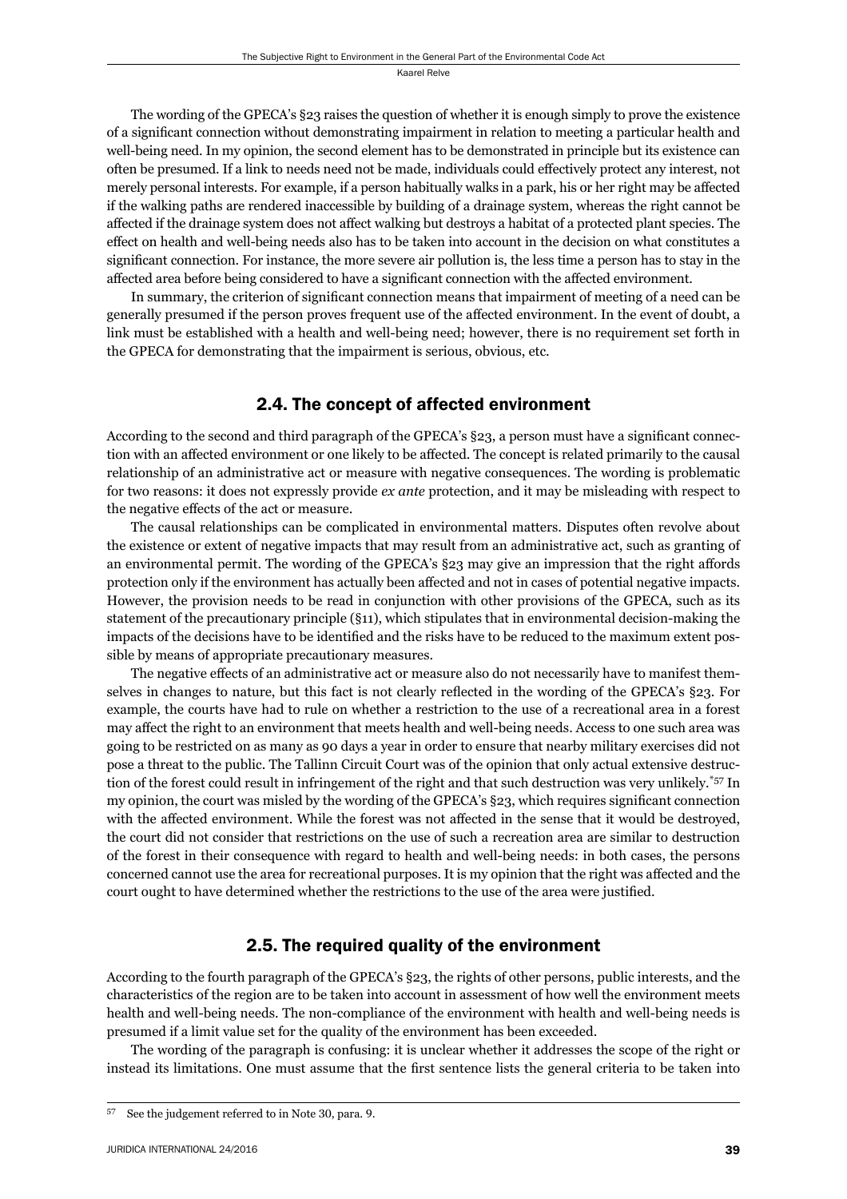The wording of the GPECA's §23 raises the question of whether it is enough simply to prove the existence of a significant connection without demonstrating impairment in relation to meeting a particular health and well-being need. In my opinion, the second element has to be demonstrated in principle but its existence can often be presumed. If a link to needs need not be made, individuals could effectively protect any interest, not merely personal interests. For example, if a person habitually walks in a park, his or her right may be affected if the walking paths are rendered inaccessible by building of a drainage system, whereas the right cannot be affected if the drainage system does not affect walking but destroys a habitat of a protected plant species. The effect on health and well-being needs also has to be taken into account in the decision on what constitutes a significant connection. For instance, the more severe air pollution is, the less time a person has to stay in the affected area before being considered to have a significant connection with the affected environment.

In summary, the criterion of significant connection means that impairment of meeting of a need can be generally presumed if the person proves frequent use of the affected environment. In the event of doubt, a link must be established with a health and well-being need; however, there is no requirement set forth in the GPECA for demonstrating that the impairment is serious, obvious, etc.

## 2.4. The concept of affected environment

According to the second and third paragraph of the GPECA's §23, a person must have a significant connection with an affected environment or one likely to be affected. The concept is related primarily to the causal relationship of an administrative act or measure with negative consequences. The wording is problematic for two reasons: it does not expressly provide *ex ante* protection, and it may be misleading with respect to the negative effects of the act or measure.

The causal relationships can be complicated in environmental matters. Disputes often revolve about the existence or extent of negative impacts that may result from an administrative act, such as granting of an environmental permit. The wording of the GPECA's §23 may give an impression that the right affords protection only if the environment has actually been affected and not in cases of potential negative impacts. However, the provision needs to be read in conjunction with other provisions of the GPECA, such as its statement of the precautionary principle (§11), which stipulates that in environmental decision-making the impacts of the decisions have to be identified and the risks have to be reduced to the maximum extent possible by means of appropriate precautionary measures.

The negative effects of an administrative act or measure also do not necessarily have to manifest themselves in changes to nature, but this fact is not clearly reflected in the wording of the GPECA's §23. For example, the courts have had to rule on whether a restriction to the use of a recreational area in a forest may affect the right to an environment that meets health and well-being needs. Access to one such area was going to be restricted on as many as 90 days a year in order to ensure that nearby military exercises did not pose a threat to the public. The Tallinn Circuit Court was of the opinion that only actual extensive destruction of the forest could result in infringement of the right and that such destruction was very unlikely.*[57] In my opinion, the court was misled by the wording of the GPECA's §23, which requires significant connection with the affected environment. While the forest was not affected in the sense that it would be destroyed, the court did not consider that restrictions on the use of such a recreation area are similar to destruction of the forest in their consequence with regard to health and well-being needs: in both cases, the persons concerned cannot use the area for recreational purposes. It is my opinion that the right was affected and the court ought to have determined whether the restrictions to the use of the area were justified.

## 2.5. The required quality of the environment

According to the fourth paragraph of the GPECA's §23, the rights of other persons, public interests, and the characteristics of the region are to be taken into account in assessment of how well the environment meets health and well-being needs. The non-compliance of the environment with health and well-being needs is presumed if a limit value set for the quality of the environment has been exceeded.

The wording of the paragraph is confusing: it is unclear whether it addresses the scope of the right or instead its limitations. One must assume that the first sentence lists the general criteria to be taken into

---

[57] See the judgement referred to in Note 30, para. 9.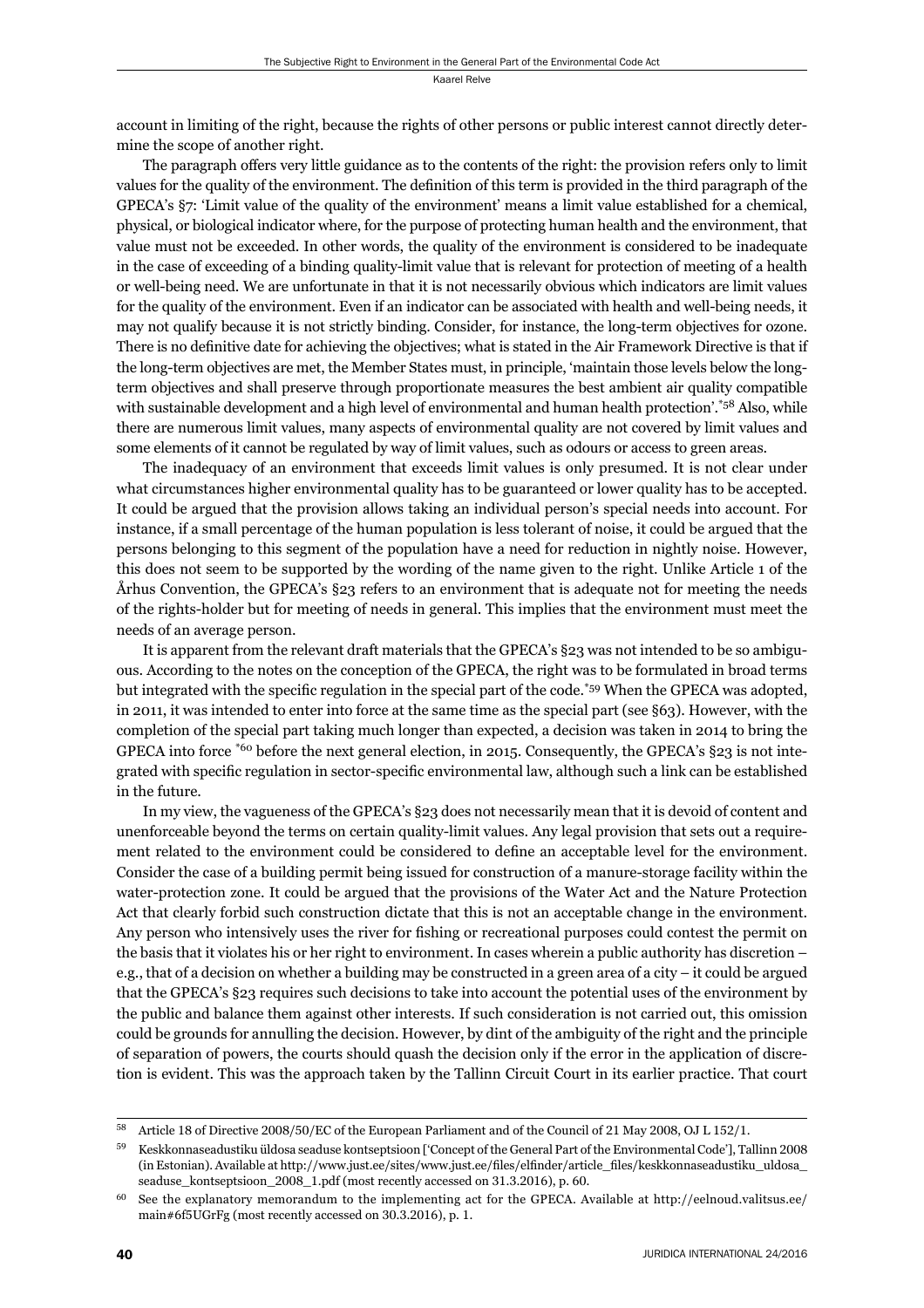account in limiting of the right, because the rights of other persons or public interest cannot directly determine the scope of another right.

The paragraph offers very little guidance as to the contents of the right: the provision refers only to limit values for the quality of the environment. The definition of this term is provided in the third paragraph of the GPECA's §7: 'Limit value of the quality of the environment' means a limit value established for a chemical, physical, or biological indicator where, for the purpose of protecting human health and the environment, that value must not be exceeded. In other words, the quality of the environment is considered to be inadequate in the case of exceeding of a binding quality-limit value that is relevant for protection of meeting of a health or well-being need. We are unfortunate in that it is not necessarily obvious which indicators are limit values for the quality of the environment. Even if an indicator can be associated with health and well-being needs, it may not qualify because it is not strictly binding. Consider, for instance, the long-term objectives for ozone. There is no definitive date for achieving the objectives; what is stated in the Air Framework Directive is that if the long-term objectives are met, the Member States must, in principle, 'maintain those levels below the long-term objectives and shall preserve through proportionate measures the best ambient air quality compatible with sustainable development and a high level of environmental and human health protection'.[*58] Also, while there are numerous limit values, many aspects of environmental quality are not covered by limit values and some elements of it cannot be regulated by way of limit values, such as odours or access to green areas.

The inadequacy of an environment that exceeds limit values is only presumed. It is not clear under what circumstances higher environmental quality has to be guaranteed or lower quality has to be accepted. It could be argued that the provision allows taking an individual person's special needs into account. For instance, if a small percentage of the human population is less tolerant of noise, it could be argued that the persons belonging to this segment of the population have a need for reduction in nightly noise. However, this does not seem to be supported by the wording of the name given to the right. Unlike Article 1 of the Århus Convention, the GPECA's §23 refers to an environment that is adequate not for meeting the needs of the rights-holder but for meeting of needs in general. This implies that the environment must meet the needs of an average person.

It is apparent from the relevant draft materials that the GPECA's §23 was not intended to be so ambiguous. According to the notes on the conception of the GPECA, the right was to be formulated in broad terms but integrated with the specific regulation in the special part of the code.[*59] When the GPECA was adopted, in 2011, it was intended to enter into force at the same time as the special part (see §63). However, with the completion of the special part taking much longer than expected, a decision was taken in 2014 to bring the GPECA into force [*60] before the next general election, in 2015. Consequently, the GPECA's §23 is not integrated with specific regulation in sector-specific environmental law, although such a link can be established in the future.

In my view, the vagueness of the GPECA's §23 does not necessarily mean that it is devoid of content and unenforceable beyond the terms on certain quality-limit values. Any legal provision that sets out a requirement related to the environment could be considered to define an acceptable level for the environment. Consider the case of a building permit being issued for construction of a manure-storage facility within the water-protection zone. It could be argued that the provisions of the Water Act and the Nature Protection Act that clearly forbid such construction dictate that this is not an acceptable change in the environment. Any person who intensively uses the river for fishing or recreational purposes could contest the permit on the basis that it violates his or her right to environment. In cases wherein a public authority has discretion – e.g., that of a decision on whether a building may be constructed in a green area of a city – it could be argued that the GPECA's §23 requires such decisions to take into account the potential uses of the environment by the public and balance them against other interests. If such consideration is not carried out, this omission could be grounds for annulling the decision. However, by dint of the ambiguity of the right and the principle of separation of powers, the courts should quash the decision only if the error in the application of discretion is evident. This was the approach taken by the Tallinn Circuit Court in its earlier practice. That court

---

[58] Article 18 of Directive 2008/50/EC of the European Parliament and of the Council of 21 May 2008, OJ L 152/1.

[59] Keskkonnaseadustiku üldosa seaduse kontseptsioon ['Concept of the General Part of the Environmental Code'], Tallinn 2008 (in Estonian). Available at http://www.just.ee/sites/www.just.ee/files/elfinder/article_files/keskkonnaseadustiku_uldosa_seaduse_kontseptsioon_2008_1.pdf (most recently accessed on 31.3.2016), p. 60.

[60] See the explanatory memorandum to the implementing act for the GPECA. Available at http://eelnoud.valitsus.ee/main#6f5UGrFg (most recently accessed on 30.3.2016), p. 1.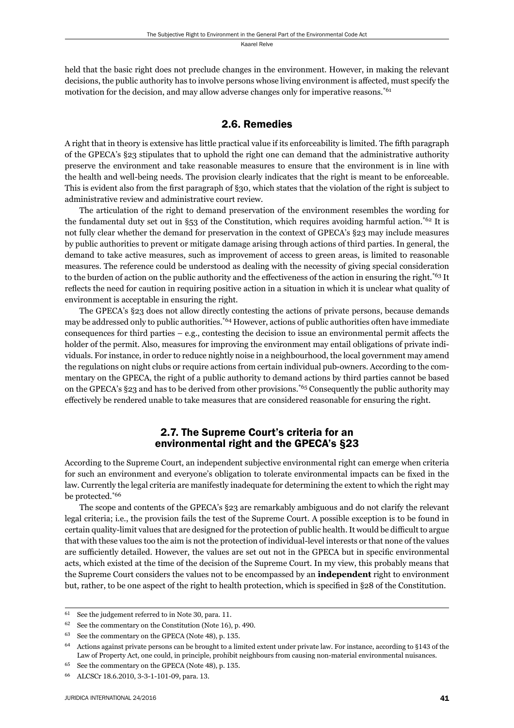held that the basic right does not preclude changes in the environment. However, in making the relevant decisions, the public authority has to involve persons whose living environment is affected, must specify the motivation for the decision, and may allow adverse changes only for imperative reasons.[*61]

## 2.6. Remedies

A right that in theory is extensive has little practical value if its enforceability is limited. The fifth paragraph of the GPECA's §23 stipulates that to uphold the right one can demand that the administrative authority preserve the environment and take reasonable measures to ensure that the environment is in line with the health and well-being needs. The provision clearly indicates that the right is meant to be enforceable. This is evident also from the first paragraph of §30, which states that the violation of the right is subject to administrative review and administrative court review.

The articulation of the right to demand preservation of the environment resembles the wording for the fundamental duty set out in §53 of the Constitution, which requires avoiding harmful action.[*62] It is not fully clear whether the demand for preservation in the context of GPECA's §23 may include measures by public authorities to prevent or mitigate damage arising through actions of third parties. In general, the demand to take active measures, such as improvement of access to green areas, is limited to reasonable measures. The reference could be understood as dealing with the necessity of giving special consideration to the burden of action on the public authority and the effectiveness of the action in ensuring the right.[*63] It reflects the need for caution in requiring positive action in a situation in which it is unclear what quality of environment is acceptable in ensuring the right.

The GPECA's §23 does not allow directly contesting the actions of private persons, because demands may be addressed only to public authorities.[*64] However, actions of public authorities often have immediate consequences for third parties – e.g., contesting the decision to issue an environmental permit affects the holder of the permit. Also, measures for improving the environment may entail obligations of private individuals. For instance, in order to reduce nightly noise in a neighbourhood, the local government may amend the regulations on night clubs or require actions from certain individual pub-owners. According to the commentary on the GPECA, the right of a public authority to demand actions by third parties cannot be based on the GPECA's §23 and has to be derived from other provisions.[*65] Consequently the public authority may effectively be rendered unable to take measures that are considered reasonable for ensuring the right.

## 2.7. The Supreme Court's criteria for an environmental right and the GPECA's §23

According to the Supreme Court, an independent subjective environmental right can emerge when criteria for such an environment and everyone's obligation to tolerate environmental impacts can be fixed in the law. Currently the legal criteria are manifestly inadequate for determining the extent to which the right may be protected.[*66]

The scope and contents of the GPECA's §23 are remarkably ambiguous and do not clarify the relevant legal criteria; i.e., the provision fails the test of the Supreme Court. A possible exception is to be found in certain quality-limit values that are designed for the protection of public health. It would be difficult to argue that with these values too the aim is not the protection of individual-level interests or that none of the values are sufficiently detailed. However, the values are set out not in the GPECA but in specific environmental acts, which existed at the time of the decision of the Supreme Court. In my view, this probably means that the Supreme Court considers the values not to be encompassed by an **independent** right to environment but, rather, to be one aspect of the right to health protection, which is specified in §28 of the Constitution.

---

61 See the judgement referred to in Note 30, para. 11.

62 See the commentary on the Constitution (Note 16), p. 490.

63 See the commentary on the GPECA (Note 48), p. 135.

64 Actions against private persons can be brought to a limited extent under private law. For instance, according to §143 of the Law of Property Act, one could, in principle, prohibit neighbours from causing non-material environmental nuisances.

65 See the commentary on the GPECA (Note 48), p. 135.

66 ALCSCr 18.6.2010, 3-3-1-101-09, para. 13.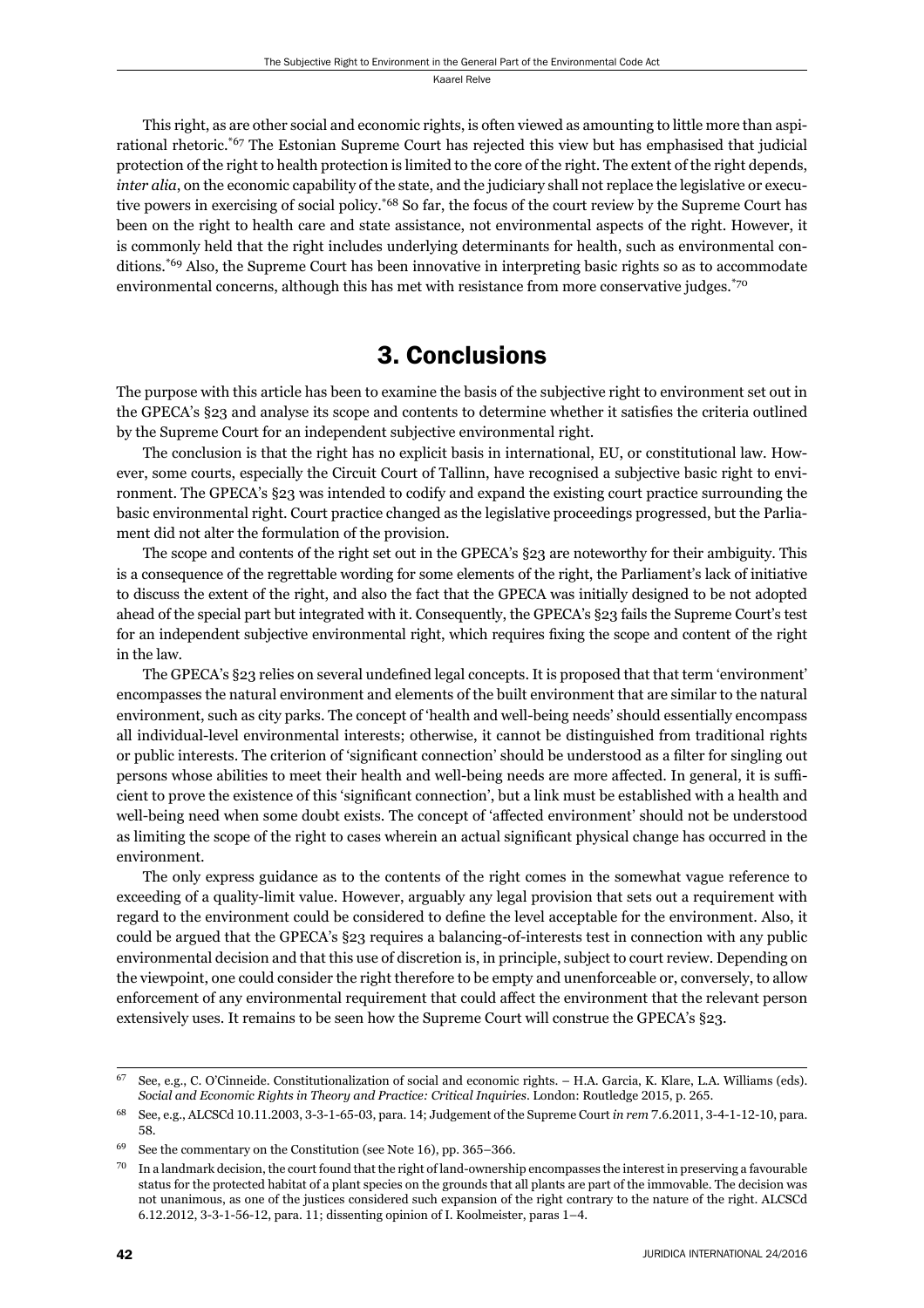This right, as are other social and economic rights, is often viewed as amounting to little more than aspirational rhetoric.[*67] The Estonian Supreme Court has rejected this view but has emphasised that judicial protection of the right to health protection is limited to the core of the right. The extent of the right depends, *inter alia*, on the economic capability of the state, and the judiciary shall not replace the legislative or executive powers in exercising of social policy.[*68] So far, the focus of the court review by the Supreme Court has been on the right to health care and state assistance, not environmental aspects of the right. However, it is commonly held that the right includes underlying determinants for health, such as environmental conditions.[*69] Also, the Supreme Court has been innovative in interpreting basic rights so as to accommodate environmental concerns, although this has met with resistance from more conservative judges.[*70]

## 3. Conclusions

The purpose with this article has been to examine the basis of the subjective right to environment set out in the GPECA's §23 and analyse its scope and contents to determine whether it satisfies the criteria outlined by the Supreme Court for an independent subjective environmental right.

The conclusion is that the right has no explicit basis in international, EU, or constitutional law. However, some courts, especially the Circuit Court of Tallinn, have recognised a subjective basic right to environment. The GPECA's §23 was intended to codify and expand the existing court practice surrounding the basic environmental right. Court practice changed as the legislative proceedings progressed, but the Parliament did not alter the formulation of the provision.

The scope and contents of the right set out in the GPECA's §23 are noteworthy for their ambiguity. This is a consequence of the regrettable wording for some elements of the right, the Parliament's lack of initiative to discuss the extent of the right, and also the fact that the GPECA was initially designed to be not adopted ahead of the special part but integrated with it. Consequently, the GPECA's §23 fails the Supreme Court's test for an independent subjective environmental right, which requires fixing the scope and content of the right in the law.

The GPECA's §23 relies on several undefined legal concepts. It is proposed that that term 'environment' encompasses the natural environment and elements of the built environment that are similar to the natural environment, such as city parks. The concept of 'health and well-being needs' should essentially encompass all individual-level environmental interests; otherwise, it cannot be distinguished from traditional rights or public interests. The criterion of 'significant connection' should be understood as a filter for singling out persons whose abilities to meet their health and well-being needs are more affected. In general, it is sufficient to prove the existence of this 'significant connection', but a link must be established with a health and well-being need when some doubt exists. The concept of 'affected environment' should not be understood as limiting the scope of the right to cases wherein an actual significant physical change has occurred in the environment.

The only express guidance as to the contents of the right comes in the somewhat vague reference to exceeding of a quality-limit value. However, arguably any legal provision that sets out a requirement with regard to the environment could be considered to define the level acceptable for the environment. Also, it could be argued that the GPECA's §23 requires a balancing-of-interests test in connection with any public environmental decision and that this use of discretion is, in principle, subject to court review. Depending on the viewpoint, one could consider the right therefore to be empty and unenforceable or, conversely, to allow enforcement of any environmental requirement that could affect the environment that the relevant person extensively uses. It remains to be seen how the Supreme Court will construe the GPECA's §23.

---

67 See, e.g., C. O'Cinneide. Constitutionalization of social and economic rights. – H.A. Garcia, K. Klare, L.A. Williams (eds). *Social and Economic Rights in Theory and Practice: Critical Inquiries*. London: Routledge 2015, p. 265.

68 See, e.g., ALCSCd 10.11.2003, 3-3-1-65-03, para. 14; Judgement of the Supreme Court *in rem* 7.6.2011, 3-4-1-12-10, para. 58.

69 See the commentary on the Constitution (see Note 16), pp. 365–366.

70 In a landmark decision, the court found that the right of land-ownership encompasses the interest in preserving a favourable status for the protected habitat of a plant species on the grounds that all plants are part of the immovable. The decision was not unanimous, as one of the justices considered such expansion of the right contrary to the nature of the right. ALCSCd 6.12.2012, 3-3-1-56-12, para. 11; dissenting opinion of I. Koolmeister, paras 1–4.